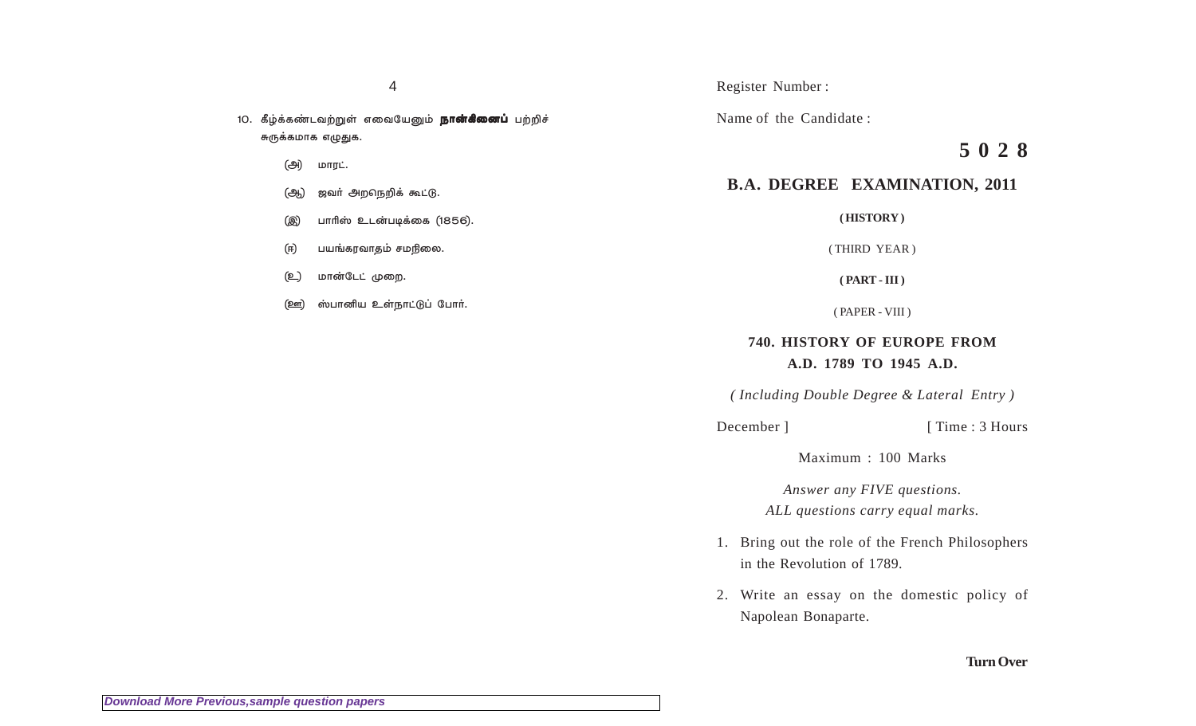10. கீழ்க்கண்டவற்றுள் எவையேனும் **நான்கினைப்** பற்றிச் சுருக்கமாக எழுதுக.

(அ) மாரட்.

(ஆ) ஜவர் அறநெறிக் கூட்டு.

(இ) பாரிஸ் உடன்படிக்கை (1856).

(ஈ) பயங்கரவாதம் சமநிலை.

(உ) மான்டேட் முறை.

(ஊ) ஸ்பானிய உள்நாட்டுப் போர்.

Download More Previous,sample question papers

Register Number :

Name of the Candidate :

**5 0 2 8**

## B.A. DEGREE EXAMINATION, 2011

**( HISTORY )**

( THIRD YEAR )

**( PART - III )**

( PAPER - VIII )

### 740. HISTORY OF EUROPE FROM A.D. 1789 TO 1945 A.D.

*( Including Double Degree & Lateral Entry )*

December ] [ Time : 3 Hours

Maximum : 100 Marks

*Answer any FIVE questions.*
*ALL questions carry equal marks.*

1. Bring out the role of the French Philosophers in the Revolution of 1789.

2. Write an essay on the domestic policy of Napolean Bonaparte.

**Turn Over**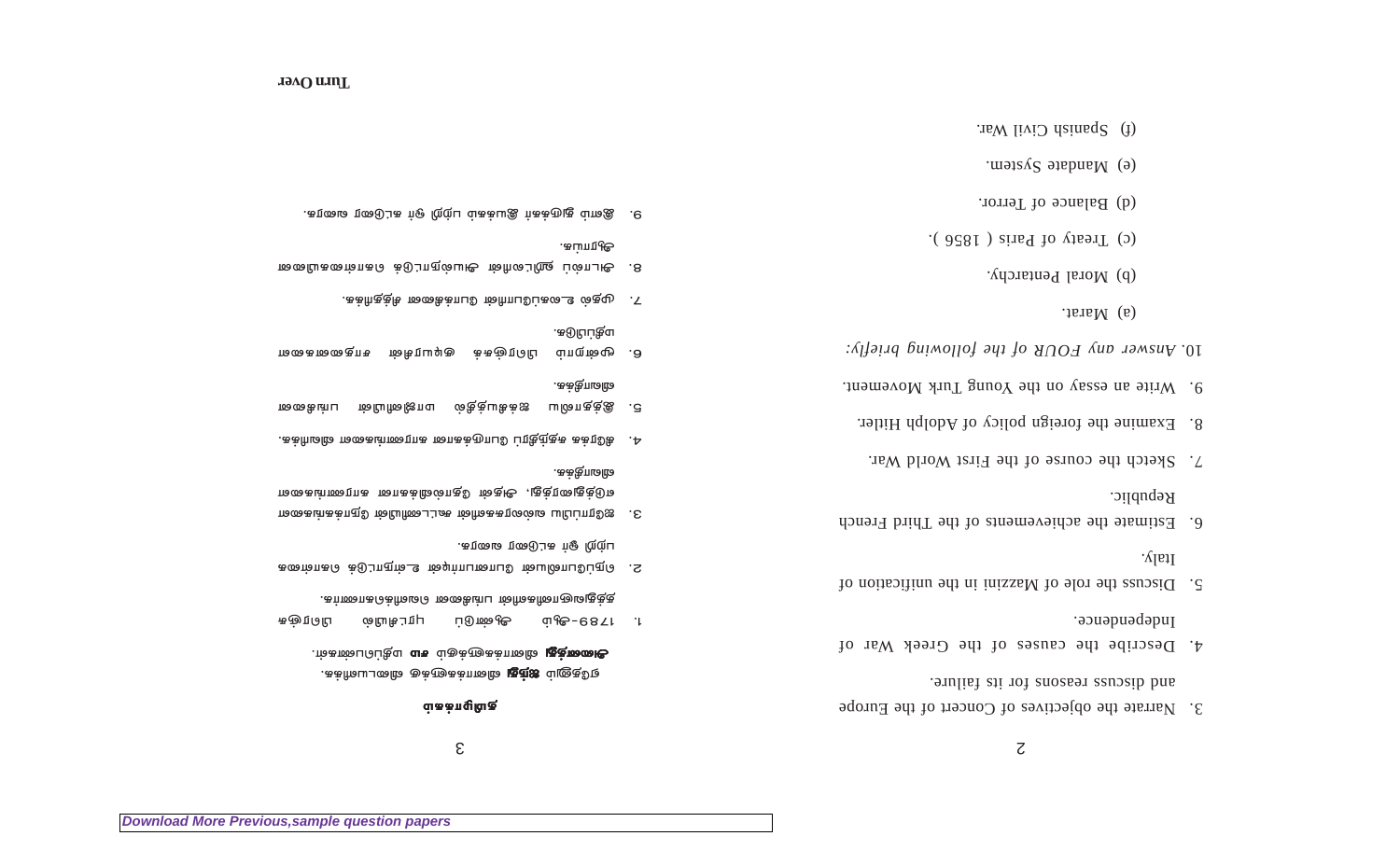3. Narrate the objectives of Concert of the Europe and discuss reasons for its failure.

4. Describe the causes of the Greek War of Independence.

5. Discuss the role of Mazzini in the unification of Italy.

6. Estimate the achievements of the Third French Republic.

7. Sketch the course of the First World War.

8. Examine the foreign policy of Adolph Hitler.

9. Write an essay on the Young Turk Movement.

10. *Answer any FOUR of the following briefly:*

    (a) Marat.

    (b) Moral Pentarchy.

    (c) Treaty of Paris ( 1856 ).

    (d) Balance of Terror.

    (e) Mandate System.

    (f) Spanish Civil War.

**Turn Over**

## தமிழாக்கம்

எவையேனும் **ஐந்து** வினாக்களுக்கு விடையளிக்க.
**அனைத்து** வினாக்களுக்கும் சம மதிப்பெண்கள்.

1. 1789-ஆம் ஆண்டு புரட்சியில் பிரெஞ்ச் தத்துவஞானிகளின் பங்கினை விளக்குவாக.

2. நெப்போலியன் போனபார்ட்டின் உள்நாட்டுக் கொள்கை பற்றி ஒர் கட்டுரை வரைக.

3. ஐரோப்பிய கூட்டமைப்பின் நோக்கங்களை எடுத்துரைத்து, அதன் தோல்விக்கான காரணங்களை விளக்குக.

4. கிரேக்க சுதந்திரப் போருக்கான காரணங்களை விவரிக்க.

5. இத்தாலிய ஒருங்கிணைப்பில் மாஜினியின் பங்கினை விளக்குக.

6. மூன்றாம் பிரெஞ்சுக் குடியரசின் சாதனைகளை மதிப்பிடுக.

7. முதல் உலகப்போரின் போக்கினை விவரிக்க.

8. அடால்ப் ஹிட்லரின் அயல்நாட்டுக் கொள்கையினை ஆராய்க.

9. இளம் துருக்கியர் இயக்கம் பற்றி ஒர் கட்டுரை வரைக.